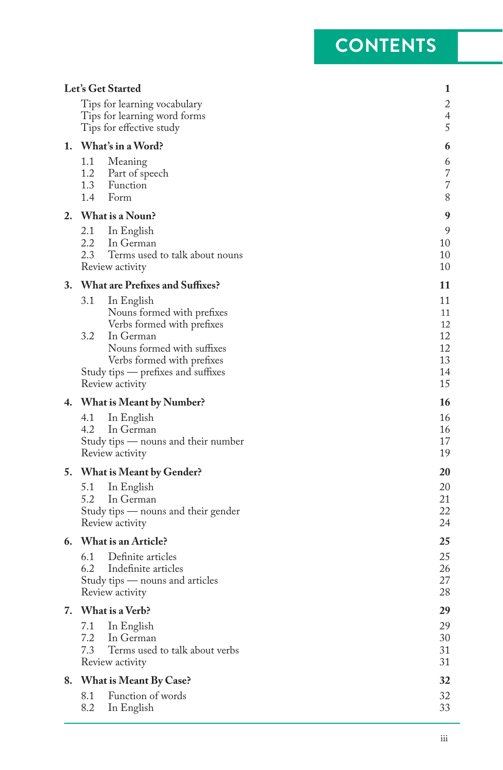# CONTENTS

| | | |
|---|---|---|
| **Let's Get Started** | | **1** |
| | Tips for learning vocabulary | 2 |
| | Tips for learning word forms | 4 |
| | Tips for effective study | 5 |
| **1.** | **What's in a Word?** | **6** |
| | 1.1 Meaning | 6 |
| | 1.2 Part of speech | 7 |
| | 1.3 Function | 7 |
| | 1.4 Form | 8 |
| **2.** | **What is a Noun?** | **9** |
| | 2.1 In English | 9 |
| | 2.2 In German | 10 |
| | 2.3 Terms used to talk about nouns | 10 |
| | Review activity | 10 |
| **3.** | **What are Prefixes and Suffixes?** | **11** |
| | 3.1 In English | 11 |
| | Nouns formed with prefixes | 11 |
| | Verbs formed with prefixes | 12 |
| | 3.2 In German | 12 |
| | Nouns formed with suffixes | 12 |
| | Verbs formed with prefixes | 13 |
| | Study tips — prefixes and suffixes | 14 |
| | Review activity | 15 |
| **4.** | **What is Meant by Number?** | **16** |
| | 4.1 In English | 16 |
| | 4.2 In German | 16 |
| | Study tips — nouns and their number | 17 |
| | Review activity | 19 |
| **5.** | **What is Meant by Gender?** | **20** |
| | 5.1 In English | 20 |
| | 5.2 In German | 21 |
| | Study tips — nouns and their gender | 22 |
| | Review activity | 24 |
| **6.** | **What is an Article?** | **25** |
| | 6.1 Definite articles | 25 |
| | 6.2 Indefinite articles | 26 |
| | Study tips — nouns and articles | 27 |
| | Review activity | 28 |
| **7.** | **What is a Verb?** | **29** |
| | 7.1 In English | 29 |
| | 7.2 In German | 30 |
| | 7.3 Terms used to talk about verbs | 31 |
| | Review activity | 31 |
| **8.** | **What is Meant By Case?** | **32** |
| | 8.1 Function of words | 32 |
| | 8.2 In English | 33 |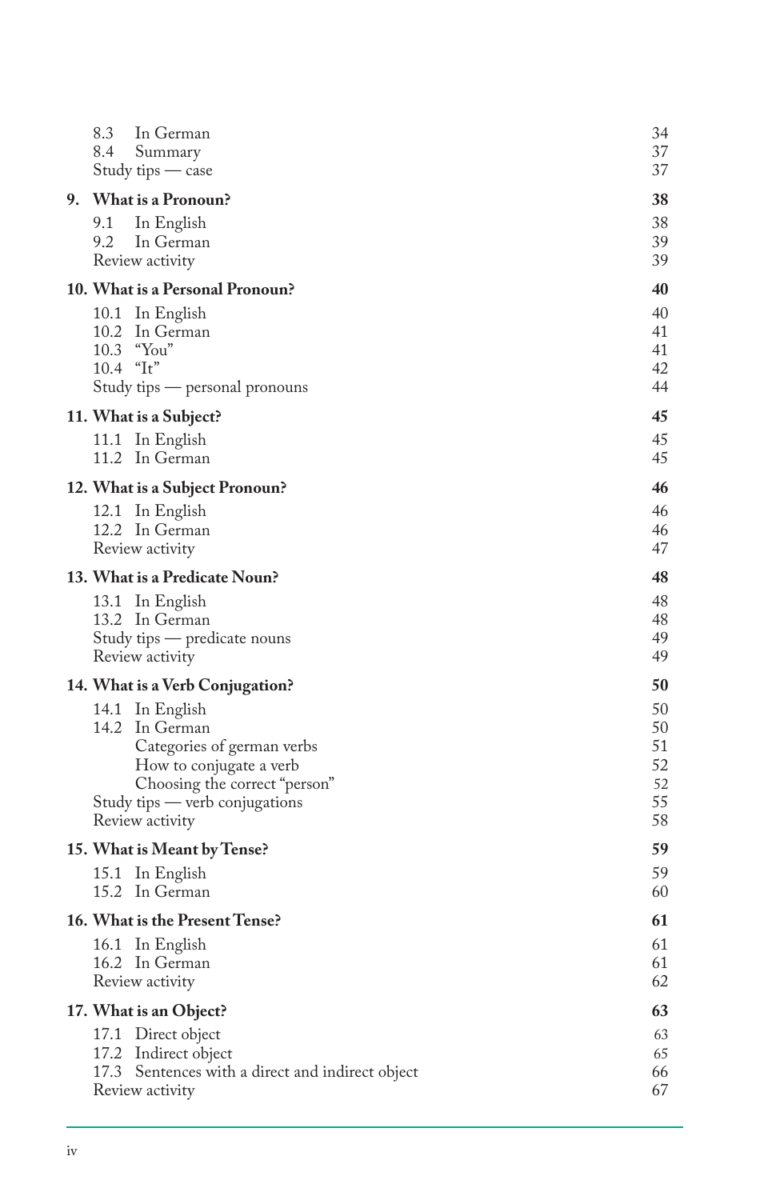| | |
|---|---|
| 8.3 In German | 34 |
| 8.4 Summary | 37 |
| Study tips — case | 37 |
| **9. What is a Pronoun?** | **38** |
| 9.1 In English | 38 |
| 9.2 In German | 39 |
| Review activity | 39 |
| **10. What is a Personal Pronoun?** | **40** |
| 10.1 In English | 40 |
| 10.2 In German | 41 |
| 10.3 "You" | 41 |
| 10.4 "It" | 42 |
| Study tips — personal pronouns | 44 |
| **11. What is a Subject?** | **45** |
| 11.1 In English | 45 |
| 11.2 In German | 45 |
| **12. What is a Subject Pronoun?** | **46** |
| 12.1 In English | 46 |
| 12.2 In German | 46 |
| Review activity | 47 |
| **13. What is a Predicate Noun?** | **48** |
| 13.1 In English | 48 |
| 13.2 In German | 48 |
| Study tips — predicate nouns | 49 |
| Review activity | 49 |
| **14. What is a Verb Conjugation?** | **50** |
| 14.1 In English | 50 |
| 14.2 In German | 50 |
| Categories of german verbs | 51 |
| How to conjugate a verb | 52 |
| Choosing the correct "person" | 52 |
| Study tips — verb conjugations | 55 |
| Review activity | 58 |
| **15. What is Meant by Tense?** | **59** |
| 15.1 In English | 59 |
| 15.2 In German | 60 |
| **16. What is the Present Tense?** | **61** |
| 16.1 In English | 61 |
| 16.2 In German | 61 |
| Review activity | 62 |
| **17. What is an Object?** | **63** |
| 17.1 Direct object | 63 |
| 17.2 Indirect object | 65 |
| 17.3 Sentences with a direct and indirect object | 66 |
| Review activity | 67 |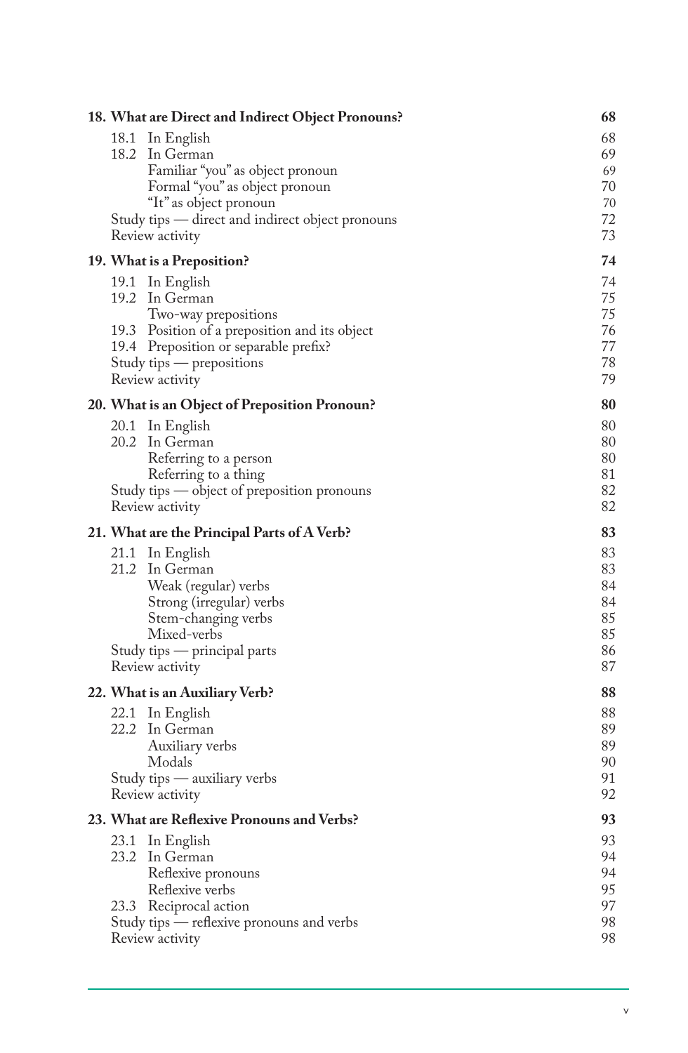| | |
|---|---|
| **18. What are Direct and Indirect Object Pronouns?** | **68** |
| 18.1 In English | 68 |
| 18.2 In German | 69 |
| Familiar "you" as object pronoun | 69 |
| Formal "you" as object pronoun | 70 |
| "It" as object pronoun | 70 |
| Study tips — direct and indirect object pronouns | 72 |
| Review activity | 73 |
| **19. What is a Preposition?** | **74** |
| 19.1 In English | 74 |
| 19.2 In German | 75 |
| Two-way prepositions | 75 |
| 19.3 Position of a preposition and its object | 76 |
| 19.4 Preposition or separable prefix? | 77 |
| Study tips — prepositions | 78 |
| Review activity | 79 |
| **20. What is an Object of Preposition Pronoun?** | **80** |
| 20.1 In English | 80 |
| 20.2 In German | 80 |
| Referring to a person | 80 |
| Referring to a thing | 81 |
| Study tips — object of preposition pronouns | 82 |
| Review activity | 82 |
| **21. What are the Principal Parts of A Verb?** | **83** |
| 21.1 In English | 83 |
| 21.2 In German | 83 |
| Weak (regular) verbs | 84 |
| Strong (irregular) verbs | 84 |
| Stem-changing verbs | 85 |
| Mixed-verbs | 85 |
| Study tips — principal parts | 86 |
| Review activity | 87 |
| **22. What is an Auxiliary Verb?** | **88** |
| 22.1 In English | 88 |
| 22.2 In German | 89 |
| Auxiliary verbs | 89 |
| Modals | 90 |
| Study tips — auxiliary verbs | 91 |
| Review activity | 92 |
| **23. What are Reflexive Pronouns and Verbs?** | **93** |
| 23.1 In English | 93 |
| 23.2 In German | 94 |
| Reflexive pronouns | 94 |
| Reflexive verbs | 95 |
| 23.3 Reciprocal action | 97 |
| Study tips — reflexive pronouns and verbs | 98 |
| Review activity | 98 |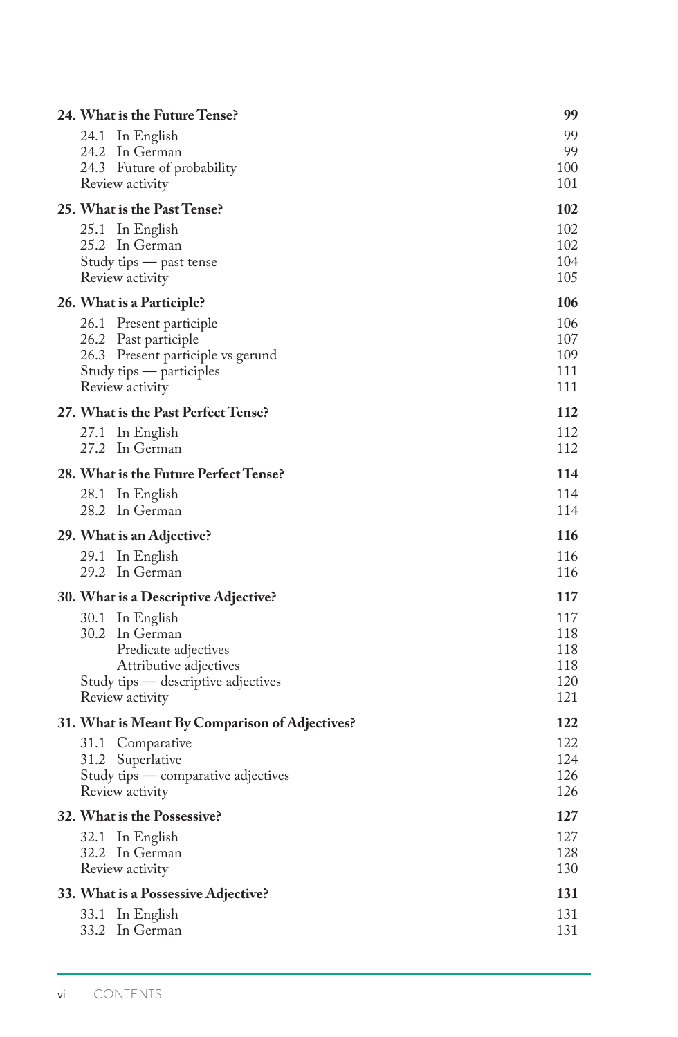| | |
|---|---|
| **24. What is the Future Tense?** | **99** |
| 24.1 In English | 99 |
| 24.2 In German | 99 |
| 24.3 Future of probability | 100 |
| Review activity | 101 |
| **25. What is the Past Tense?** | **102** |
| 25.1 In English | 102 |
| 25.2 In German | 102 |
| Study tips — past tense | 104 |
| Review activity | 105 |
| **26. What is a Participle?** | **106** |
| 26.1 Present participle | 106 |
| 26.2 Past participle | 107 |
| 26.3 Present participle vs gerund | 109 |
| Study tips — participles | 111 |
| Review activity | 111 |
| **27. What is the Past Perfect Tense?** | **112** |
| 27.1 In English | 112 |
| 27.2 In German | 112 |
| **28. What is the Future Perfect Tense?** | **114** |
| 28.1 In English | 114 |
| 28.2 In German | 114 |
| **29. What is an Adjective?** | **116** |
| 29.1 In English | 116 |
| 29.2 In German | 116 |
| **30. What is a Descriptive Adjective?** | **117** |
| 30.1 In English | 117 |
| 30.2 In German | 118 |
| Predicate adjectives | 118 |
| Attributive adjectives | 118 |
| Study tips — descriptive adjectives | 120 |
| Review activity | 121 |
| **31. What is Meant By Comparison of Adjectives?** | **122** |
| 31.1 Comparative | 122 |
| 31.2 Superlative | 124 |
| Study tips — comparative adjectives | 126 |
| Review activity | 126 |
| **32. What is the Possessive?** | **127** |
| 32.1 In English | 127 |
| 32.2 In German | 128 |
| Review activity | 130 |
| **33. What is a Possessive Adjective?** | **131** |
| 33.1 In English | 131 |
| 33.2 In German | 131 |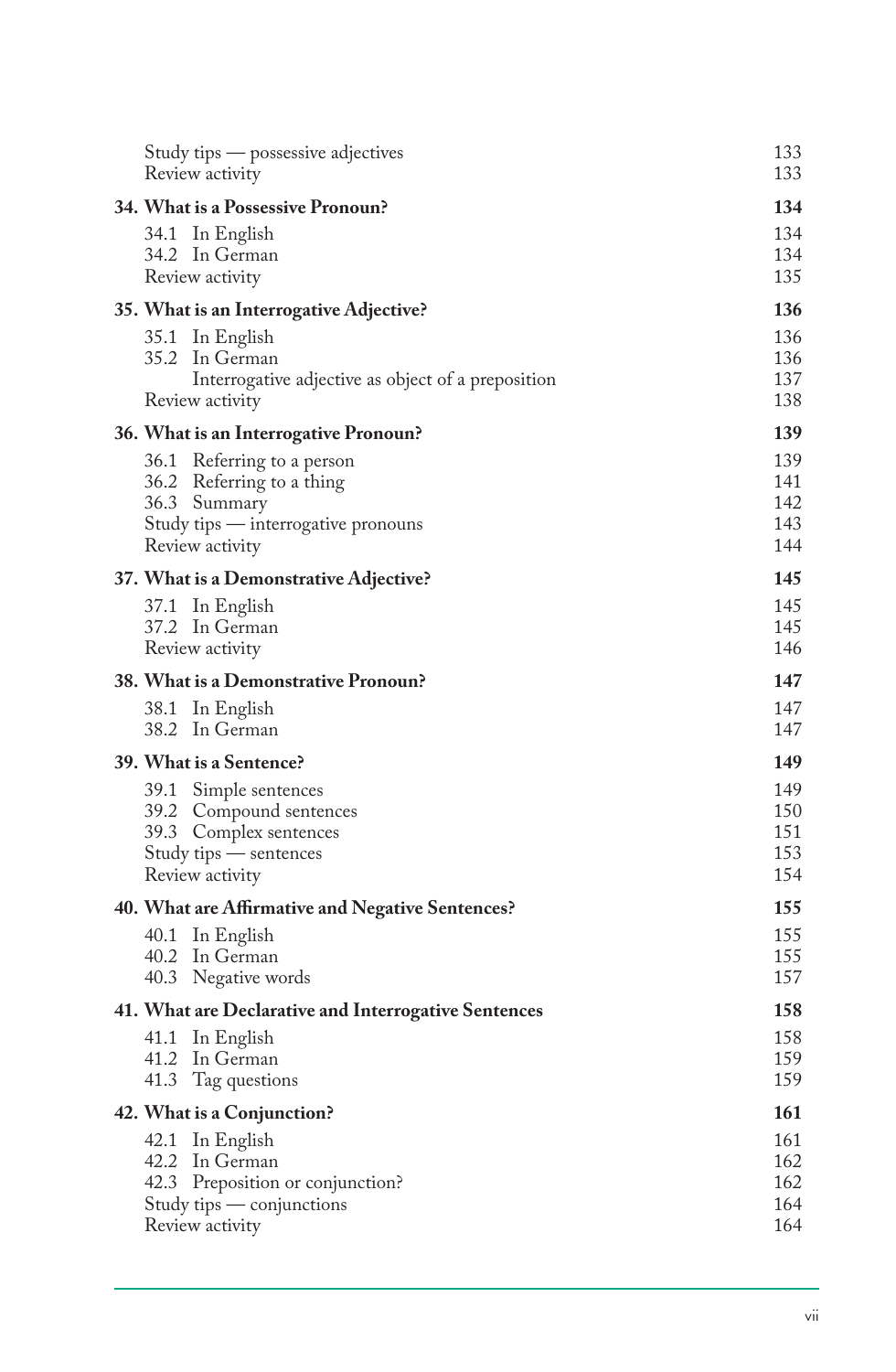| | |
|---|---|
| Study tips — possessive adjectives | 133 |
| Review activity | 133 |
| **34. What is a Possessive Pronoun?** | **134** |
| 34.1 In English | 134 |
| 34.2 In German | 134 |
| Review activity | 135 |
| **35. What is an Interrogative Adjective?** | **136** |
| 35.1 In English | 136 |
| 35.2 In German | 136 |
| Interrogative adjective as object of a preposition | 137 |
| Review activity | 138 |
| **36. What is an Interrogative Pronoun?** | **139** |
| 36.1 Referring to a person | 139 |
| 36.2 Referring to a thing | 141 |
| 36.3 Summary | 142 |
| Study tips — interrogative pronouns | 143 |
| Review activity | 144 |
| **37. What is a Demonstrative Adjective?** | **145** |
| 37.1 In English | 145 |
| 37.2 In German | 145 |
| Review activity | 146 |
| **38. What is a Demonstrative Pronoun?** | **147** |
| 38.1 In English | 147 |
| 38.2 In German | 147 |
| **39. What is a Sentence?** | **149** |
| 39.1 Simple sentences | 149 |
| 39.2 Compound sentences | 150 |
| 39.3 Complex sentences | 151 |
| Study tips — sentences | 153 |
| Review activity | 154 |
| **40. What are Affirmative and Negative Sentences?** | **155** |
| 40.1 In English | 155 |
| 40.2 In German | 155 |
| 40.3 Negative words | 157 |
| **41. What are Declarative and Interrogative Sentences** | **158** |
| 41.1 In English | 158 |
| 41.2 In German | 159 |
| 41.3 Tag questions | 159 |
| **42. What is a Conjunction?** | **161** |
| 42.1 In English | 161 |
| 42.2 In German | 162 |
| 42.3 Preposition or conjunction? | 162 |
| Study tips — conjunctions | 164 |
| Review activity | 164 |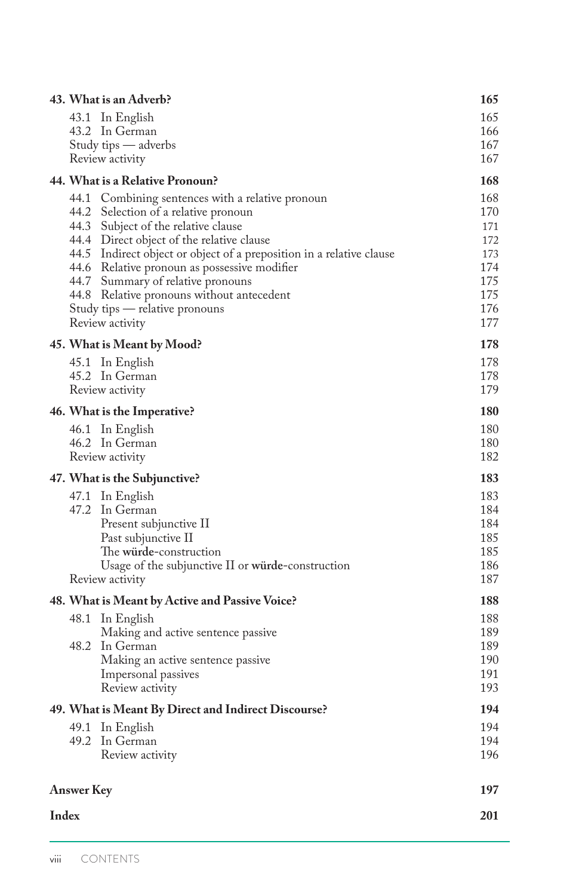| | |
|---|---|
| **43. What is an Adverb?** | **165** |
| 43.1 In English | 165 |
| 43.2 In German | 166 |
| Study tips — adverbs | 167 |
| Review activity | 167 |
| **44. What is a Relative Pronoun?** | **168** |
| 44.1 Combining sentences with a relative pronoun | 168 |
| 44.2 Selection of a relative pronoun | 170 |
| 44.3 Subject of the relative clause | 171 |
| 44.4 Direct object of the relative clause | 172 |
| 44.5 Indirect object or object of a preposition in a relative clause | 173 |
| 44.6 Relative pronoun as possessive modifier | 174 |
| 44.7 Summary of relative pronouns | 175 |
| 44.8 Relative pronouns without antecedent | 175 |
| Study tips — relative pronouns | 176 |
| Review activity | 177 |
| **45. What is Meant by Mood?** | **178** |
| 45.1 In English | 178 |
| 45.2 In German | 178 |
| Review activity | 179 |
| **46. What is the Imperative?** | **180** |
| 46.1 In English | 180 |
| 46.2 In German | 180 |
| Review activity | 182 |
| **47. What is the Subjunctive?** | **183** |
| 47.1 In English | 183 |
| 47.2 In German | 184 |
| Present subjunctive II | 184 |
| Past subjunctive II | 185 |
| The **würde**-construction | 185 |
| Usage of the subjunctive II or **würde**-construction | 186 |
| Review activity | 187 |
| **48. What is Meant by Active and Passive Voice?** | **188** |
| 48.1 In English | 188 |
| Making and active sentence passive | 189 |
| 48.2 In German | 189 |
| Making an active sentence passive | 190 |
| Impersonal passives | 191 |
| Review activity | 193 |
| **49. What is Meant By Direct and Indirect Discourse?** | **194** |
| 49.1 In English | 194 |
| 49.2 In German | 194 |
| Review activity | 196 |
| **Answer Key** | **197** |
| **Index** | **201** |